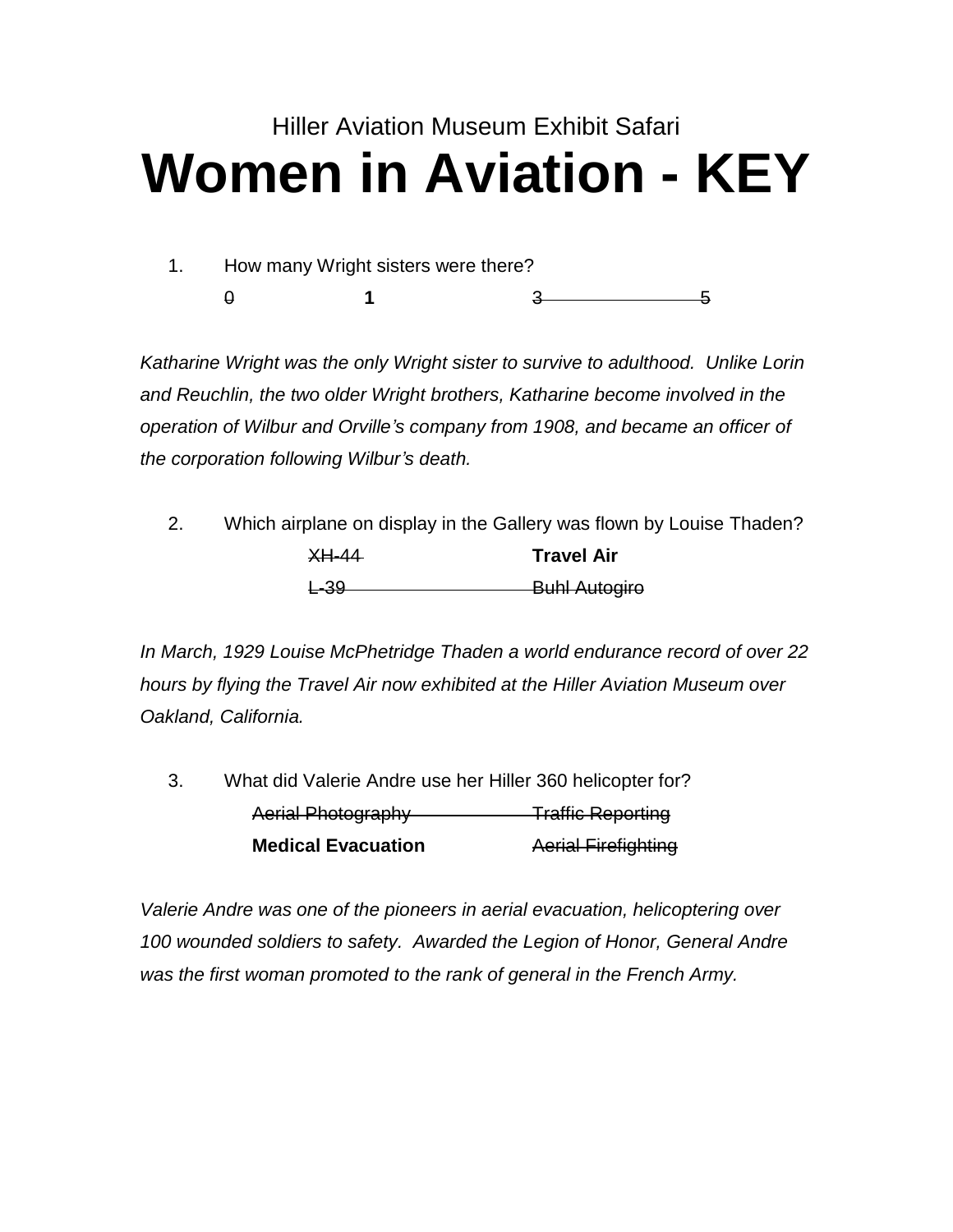Hiller Aviation Museum Exhibit Safari

# Women in Aviation - KEY

1. How many Wright sisters were there?

   ~~0~~ **1** ~~3~~ ~~5~~

*Katharine Wright was the only Wright sister to survive to adulthood. Unlike Lorin and Reuchlin, the two older Wright brothers, Katharine become involved in the operation of Wilbur and Orville's company from 1908, and became an officer of the corporation following Wilbur's death.*

2. Which airplane on display in the Gallery was flown by Louise Thaden?

   ~~XH-44~~ **Travel Air**

   ~~L-39~~ ~~Buhl Autogiro~~

*In March, 1929 Louise McPhetridge Thaden a world endurance record of over 22 hours by flying the Travel Air now exhibited at the Hiller Aviation Museum over Oakland, California.*

3. What did Valerie Andre use her Hiller 360 helicopter for?

   ~~Aerial Photography~~ ~~Traffic Reporting~~

   **Medical Evacuation** ~~Aerial Firefighting~~

*Valerie Andre was one of the pioneers in aerial evacuation, helicoptering over 100 wounded soldiers to safety. Awarded the Legion of Honor, General Andre was the first woman promoted to the rank of general in the French Army.*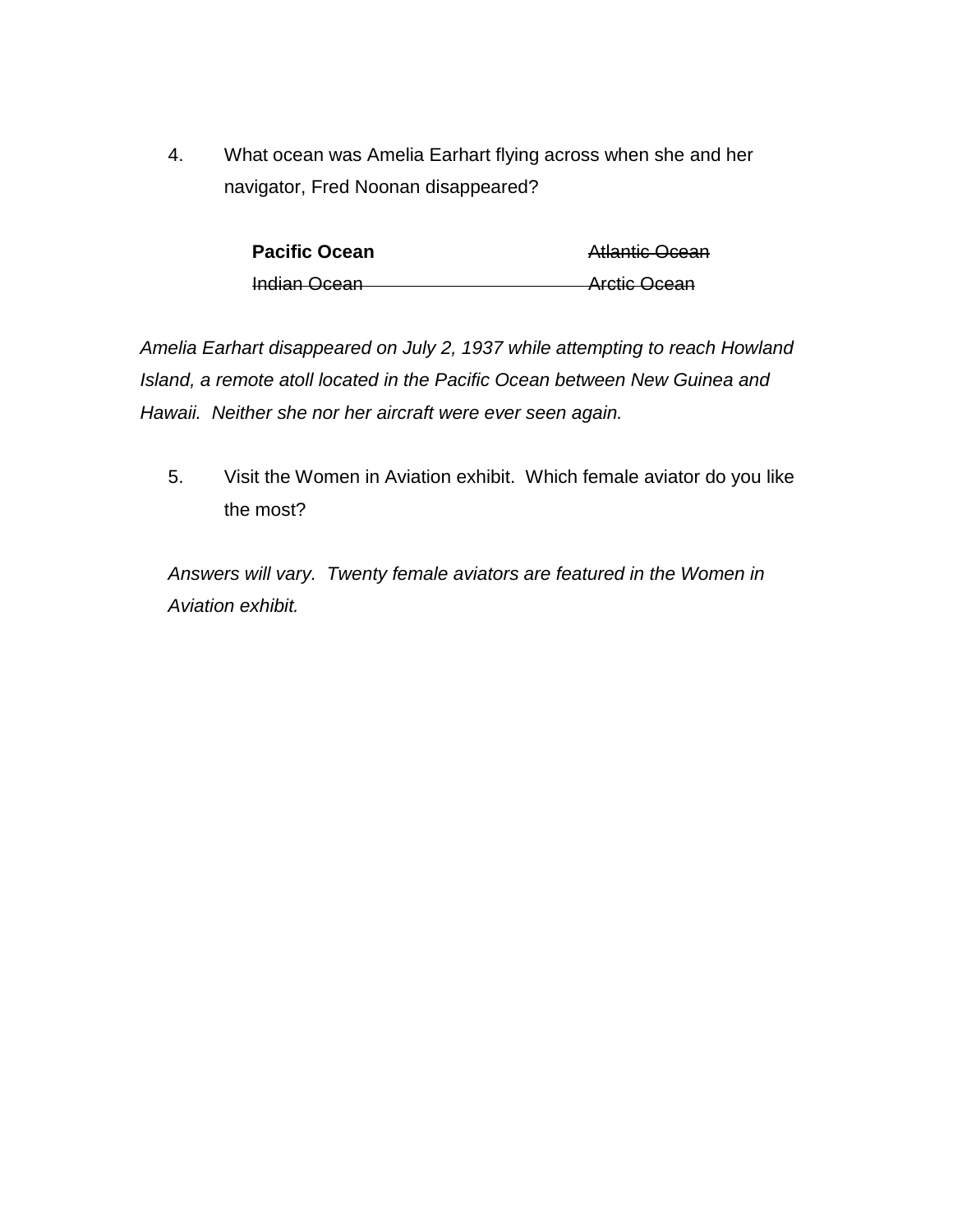4. What ocean was Amelia Earhart flying across when she and her navigator, Fred Noonan disappeared?

| | |
|---|---|
| **Pacific Ocean** | ~~Atlantic Ocean~~ |
| ~~Indian Ocean~~ | ~~Arctic Ocean~~ |

*Amelia Earhart disappeared on July 2, 1937 while attempting to reach Howland Island, a remote atoll located in the Pacific Ocean between New Guinea and Hawaii. Neither she nor her aircraft were ever seen again.*

5. Visit the Women in Aviation exhibit. Which female aviator do you like the most?

*Answers will vary. Twenty female aviators are featured in the Women in Aviation exhibit.*